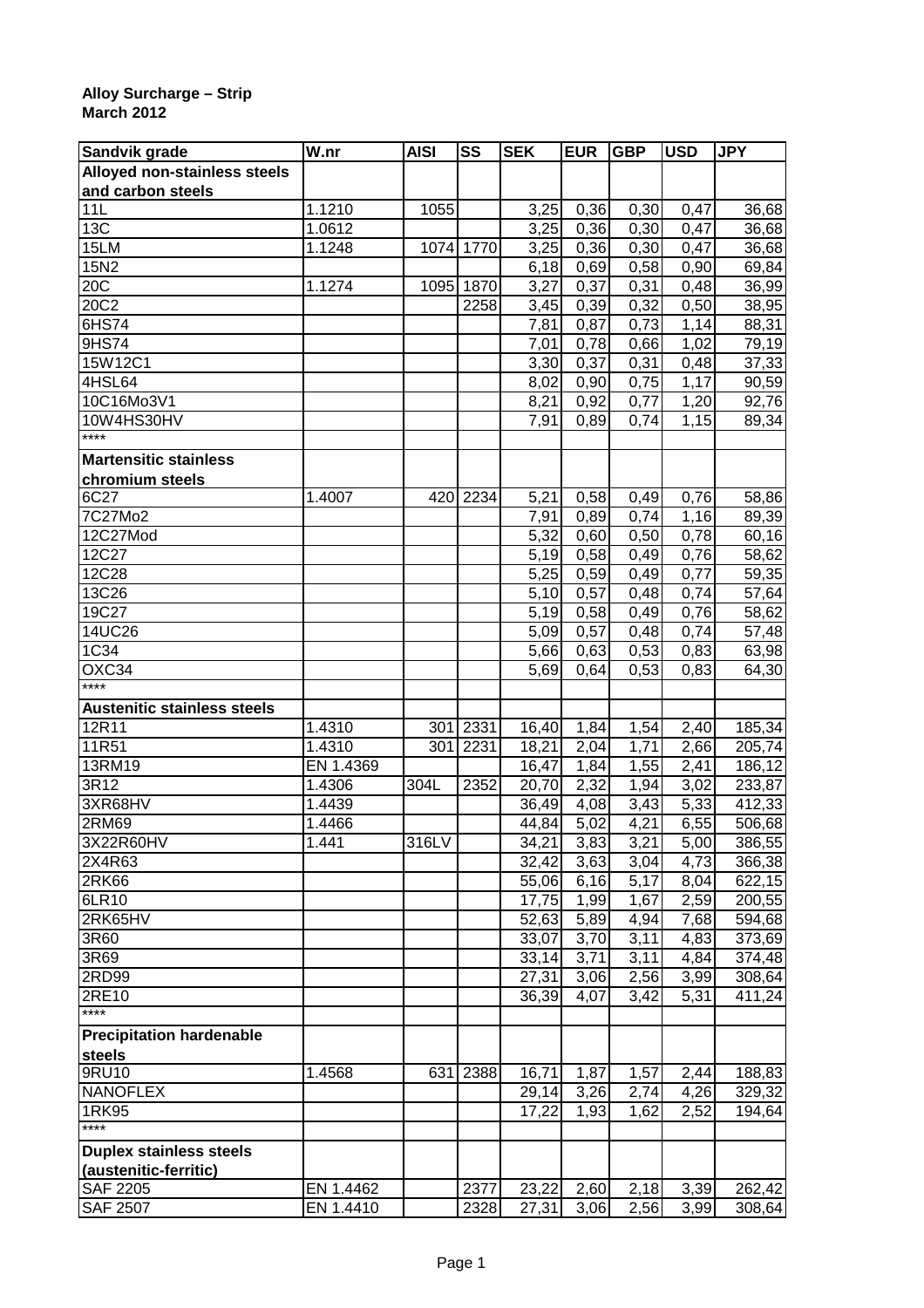**Alloy Surcharge – Strip**
**March 2012**

| Sandvik grade | W.nr | AISI | SS | SEK | EUR | GBP | USD | JPY |
|---|---|---|---|---|---|---|---|---|
| **Alloyed non-stainless steels and carbon steels** | | | | | | | | |
| 11L | 1.1210 | 1055 | | 3,25 | 0,36 | 0,30 | 0,47 | 36,68 |
| 13C | 1.0612 | | | 3,25 | 0,36 | 0,30 | 0,47 | 36,68 |
| 15LM | 1.1248 | 1074 | 1770 | 3,25 | 0,36 | 0,30 | 0,47 | 36,68 |
| 15N2 | | | | 6,18 | 0,69 | 0,58 | 0,90 | 69,84 |
| 20C | 1.1274 | 1095 | 1870 | 3,27 | 0,37 | 0,31 | 0,48 | 36,99 |
| 20C2 | | | 2258 | 3,45 | 0,39 | 0,32 | 0,50 | 38,95 |
| 6HS74 | | | | 7,81 | 0,87 | 0,73 | 1,14 | 88,31 |
| 9HS74 | | | | 7,01 | 0,78 | 0,66 | 1,02 | 79,19 |
| 15W12C1 | | | | 3,30 | 0,37 | 0,31 | 0,48 | 37,33 |
| 4HSL64 | | | | 8,02 | 0,90 | 0,75 | 1,17 | 90,59 |
| 10C16Mo3V1 | | | | 8,21 | 0,92 | 0,77 | 1,20 | 92,76 |
| 10W4HS30HV | | | | 7,91 | 0,89 | 0,74 | 1,15 | 89,34 |
| **** | | | | | | | | |
| **Martensitic stainless chromium steels** | | | | | | | | |
| 6C27 | 1.4007 | 420 | 2234 | 5,21 | 0,58 | 0,49 | 0,76 | 58,86 |
| 7C27Mo2 | | | | 7,91 | 0,89 | 0,74 | 1,16 | 89,39 |
| 12C27Mod | | | | 5,32 | 0,60 | 0,50 | 0,78 | 60,16 |
| 12C27 | | | | 5,19 | 0,58 | 0,49 | 0,76 | 58,62 |
| 12C28 | | | | 5,25 | 0,59 | 0,49 | 0,77 | 59,35 |
| 13C26 | | | | 5,10 | 0,57 | 0,48 | 0,74 | 57,64 |
| 19C27 | | | | 5,19 | 0,58 | 0,49 | 0,76 | 58,62 |
| 14UC26 | | | | 5,09 | 0,57 | 0,48 | 0,74 | 57,48 |
| 1C34 | | | | 5,66 | 0,63 | 0,53 | 0,83 | 63,98 |
| OXC34 | | | | 5,69 | 0,64 | 0,53 | 0,83 | 64,30 |
| **** | | | | | | | | |
| **Austenitic stainless steels** | | | | | | | | |
| 12R11 | 1.4310 | 301 | 2331 | 16,40 | 1,84 | 1,54 | 2,40 | 185,34 |
| 11R51 | 1.4310 | 301 | 2231 | 18,21 | 2,04 | 1,71 | 2,66 | 205,74 |
| 13RM19 | EN 1.4369 | | | 16,47 | 1,84 | 1,55 | 2,41 | 186,12 |
| 3R12 | 1.4306 | 304L | 2352 | 20,70 | 2,32 | 1,94 | 3,02 | 233,87 |
| 3XR68HV | 1.4439 | | | 36,49 | 4,08 | 3,43 | 5,33 | 412,33 |
| 2RM69 | 1.4466 | | | 44,84 | 5,02 | 4,21 | 6,55 | 506,68 |
| 3X22R60HV | 1.441 | 316LV | | 34,21 | 3,83 | 3,21 | 5,00 | 386,55 |
| 2X4R63 | | | | 32,42 | 3,63 | 3,04 | 4,73 | 366,38 |
| 2RK66 | | | | 55,06 | 6,16 | 5,17 | 8,04 | 622,15 |
| 6LR10 | | | | 17,75 | 1,99 | 1,67 | 2,59 | 200,55 |
| 2RK65HV | | | | 52,63 | 5,89 | 4,94 | 7,68 | 594,68 |
| 3R60 | | | | 33,07 | 3,70 | 3,11 | 4,83 | 373,69 |
| 3R69 | | | | 33,14 | 3,71 | 3,11 | 4,84 | 374,48 |
| 2RD99 | | | | 27,31 | 3,06 | 2,56 | 3,99 | 308,64 |
| 2RE10 | | | | 36,39 | 4,07 | 3,42 | 5,31 | 411,24 |
| **** | | | | | | | | |
| **Precipitation hardenable steels** | | | | | | | | |
| 9RU10 | 1.4568 | 631 | 2388 | 16,71 | 1,87 | 1,57 | 2,44 | 188,83 |
| NANOFLEX | | | | 29,14 | 3,26 | 2,74 | 4,26 | 329,32 |
| 1RK95 | | | | 17,22 | 1,93 | 1,62 | 2,52 | 194,64 |
| **** | | | | | | | | |
| **Duplex stainless steels (austenitic-ferritic)** | | | | | | | | |
| SAF 2205 | EN 1.4462 | | 2377 | 23,22 | 2,60 | 2,18 | 3,39 | 262,42 |
| SAF 2507 | EN 1.4410 | | 2328 | 27,31 | 3,06 | 2,56 | 3,99 | 308,64 |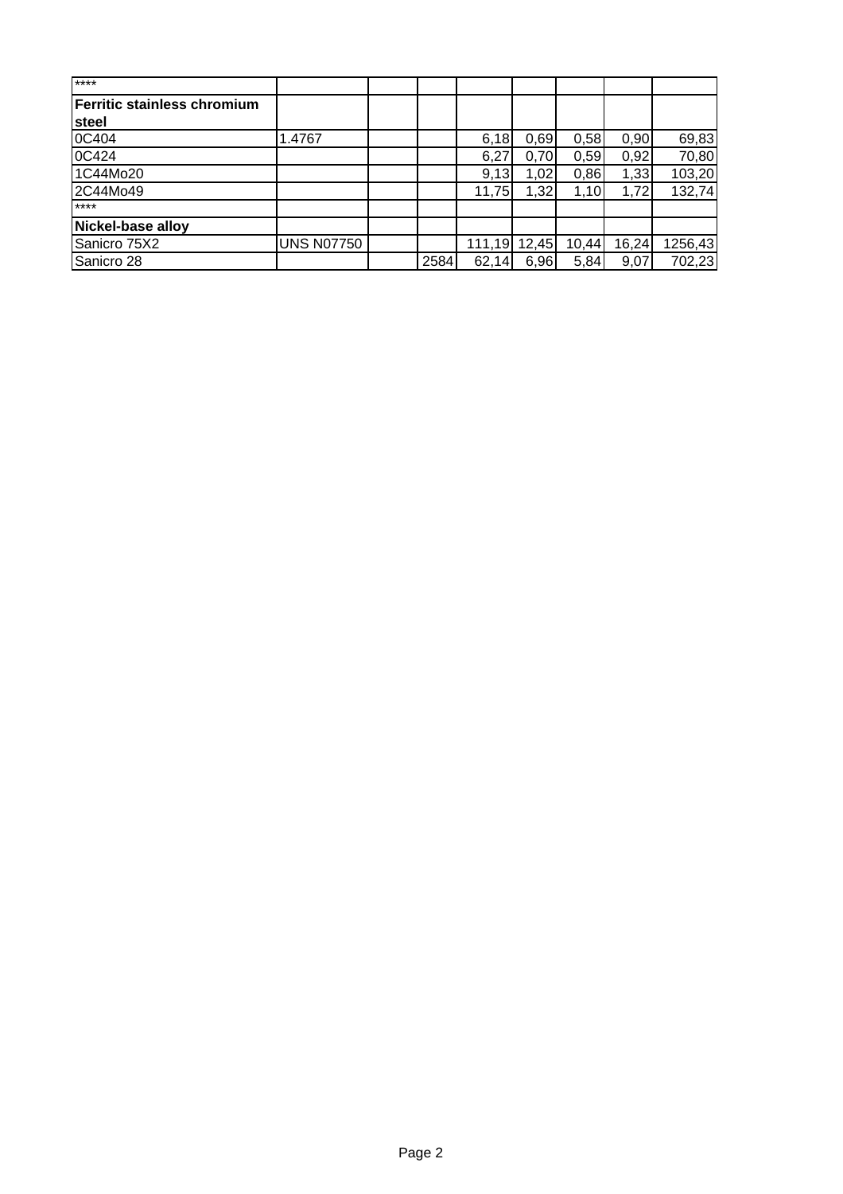| | | | | | | | | |
|---|---|---|---|---|---|---|---|---|
| **** | | | | | | | | |
| **Ferritic stainless chromium steel** | | | | | | | | |
| 0C404 | 1.4767 | | | 6,18 | 0,69 | 0,58 | 0,90 | 69,83 |
| 0C424 | | | | 6,27 | 0,70 | 0,59 | 0,92 | 70,80 |
| 1C44Mo20 | | | | 9,13 | 1,02 | 0,86 | 1,33 | 103,20 |
| 2C44Mo49 | | | | 11,75 | 1,32 | 1,10 | 1,72 | 132,74 |
| **** | | | | | | | | |
| **Nickel-base alloy** | | | | | | | | |
| Sanicro 75X2 | UNS N07750 | | | 111,19 | 12,45 | 10,44 | 16,24 | 1256,43 |
| Sanicro 28 | | | 2584 | 62,14 | 6,96 | 5,84 | 9,07 | 702,23 |